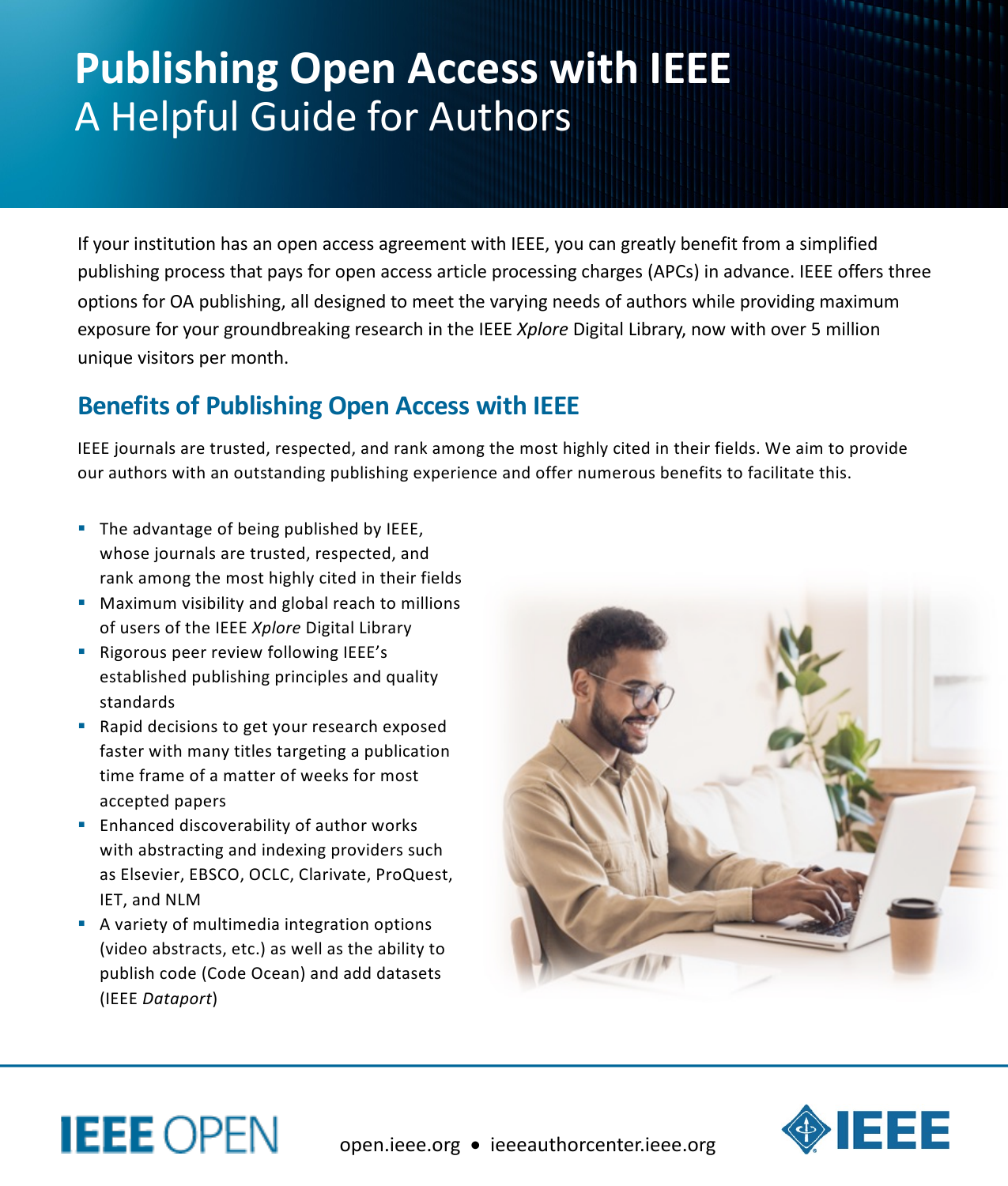# Publishing Open Access with IEEE
## A Helpful Guide for Authors

If your institution has an open access agreement with IEEE, you can greatly benefit from a simplified publishing process that pays for open access article processing charges (APCs) in advance. IEEE offers three options for OA publishing, all designed to meet the varying needs of authors while providing maximum exposure for your groundbreaking research in the IEEE *Xplore* Digital Library, now with over 5 million unique visitors per month.

## Benefits of Publishing Open Access with IEEE

IEEE journals are trusted, respected, and rank among the most highly cited in their fields. We aim to provide our authors with an outstanding publishing experience and offer numerous benefits to facilitate this.

- The advantage of being published by IEEE, whose journals are trusted, respected, and rank among the most highly cited in their fields
- Maximum visibility and global reach to millions of users of the IEEE *Xplore* Digital Library
- Rigorous peer review following IEEE's established publishing principles and quality standards
- Rapid decisions to get your research exposed faster with many titles targeting a publication time frame of a matter of weeks for most accepted papers
- Enhanced discoverability of author works with abstracting and indexing providers such as Elsevier, EBSCO, OCLC, Clarivate, ProQuest, IET, and NLM
- A variety of multimedia integration options (video abstracts, etc.) as well as the ability to publish code (Code Ocean) and add datasets (IEEE *Dataport*)

IEEE OPEN

open.ieee.org • ieeeauthorcenter.ieee.org

IEEE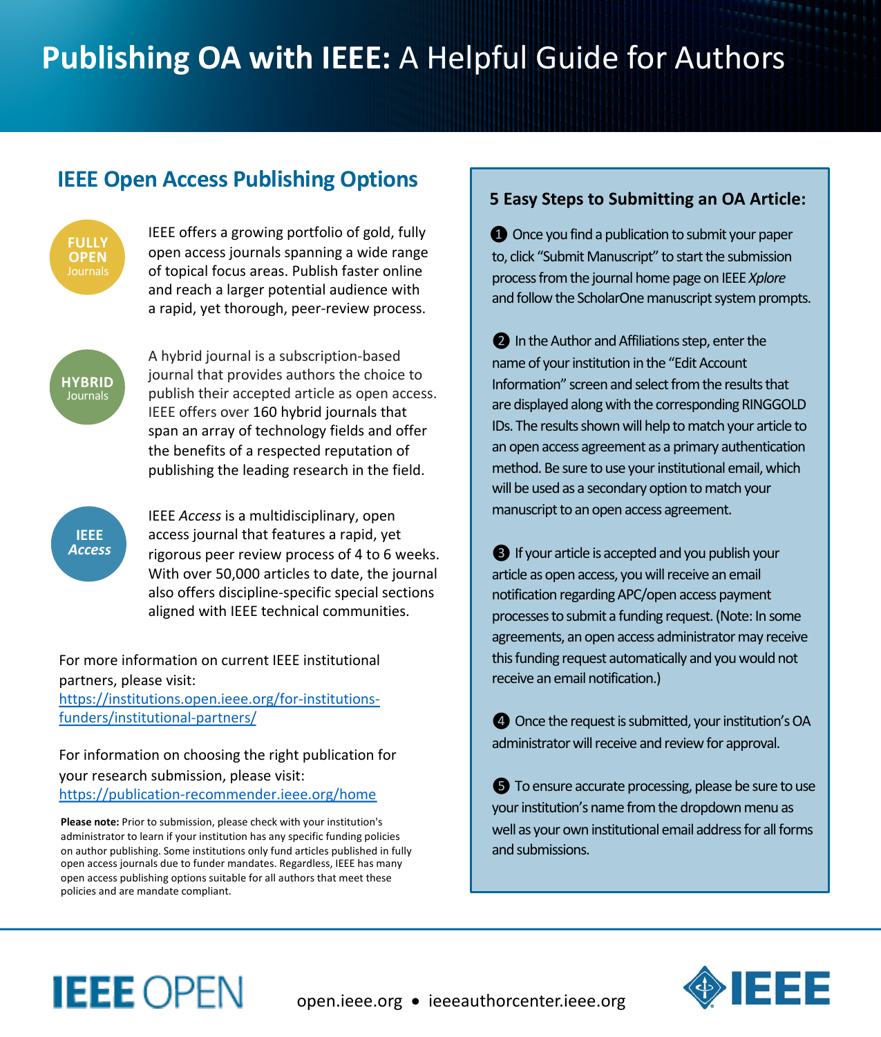# **Publishing OA with IEEE:** A Helpful Guide for Authors

## IEEE Open Access Publishing Options

**FULLY OPEN** Journals

IEEE offers a growing portfolio of gold, fully open access journals spanning a wide range of topical focus areas. Publish faster online and reach a larger potential audience with a rapid, yet thorough, peer-review process.

**HYBRID** Journals

A hybrid journal is a subscription-based journal that provides authors the choice to publish their accepted article as open access. IEEE offers over 160 hybrid journals that span an array of technology fields and offer the benefits of a respected reputation of publishing the leading research in the field.

**IEEE *Access***

IEEE *Access* is a multidisciplinary, open access journal that features a rapid, yet rigorous peer review process of 4 to 6 weeks. With over 50,000 articles to date, the journal also offers discipline-specific special sections aligned with IEEE technical communities.

For more information on current IEEE institutional partners, please visit: https://institutions.open.ieee.org/for-institutions-funders/institutional-partners/

For information on choosing the right publication for your research submission, please visit: https://publication-recommender.ieee.org/home

**Please note:** Prior to submission, please check with your institution's administrator to learn if your institution has any specific funding policies on author publishing. Some institutions only fund articles published in fully open access journals due to funder mandates. Regardless, IEEE has many open access publishing options suitable for all authors that meet these policies and are mandate compliant.

### 5 Easy Steps to Submitting an OA Article:

❶ Once you find a publication to submit your paper to, click “Submit Manuscript” to start the submission process from the journal home page on IEEE *Xplore* and follow the ScholarOne manuscript system prompts.

❷ In the Author and Affiliations step, enter the name of your institution in the “Edit Account Information” screen and select from the results that are displayed along with the corresponding RINGGOLD IDs. The results shown will help to match your article to an open access agreement as a primary authentication method. Be sure to use your institutional email, which will be used as a secondary option to match your manuscript to an open access agreement.

❸ If your article is accepted and you publish your article as open access, you will receive an email notification regarding APC/open access payment processes to submit a funding request. (Note: In some agreements, an open access administrator may receive this funding request automatically and you would not receive an email notification.)

❹ Once the request is submitted, your institution’s OA administrator will receive and review for approval.

❺ To ensure accurate processing, please be sure to use your institution’s name from the dropdown menu as well as your own institutional email address for all forms and submissions.

IEEE OPEN

open.ieee.org • ieeeauthorcenter.ieee.org

IEEE